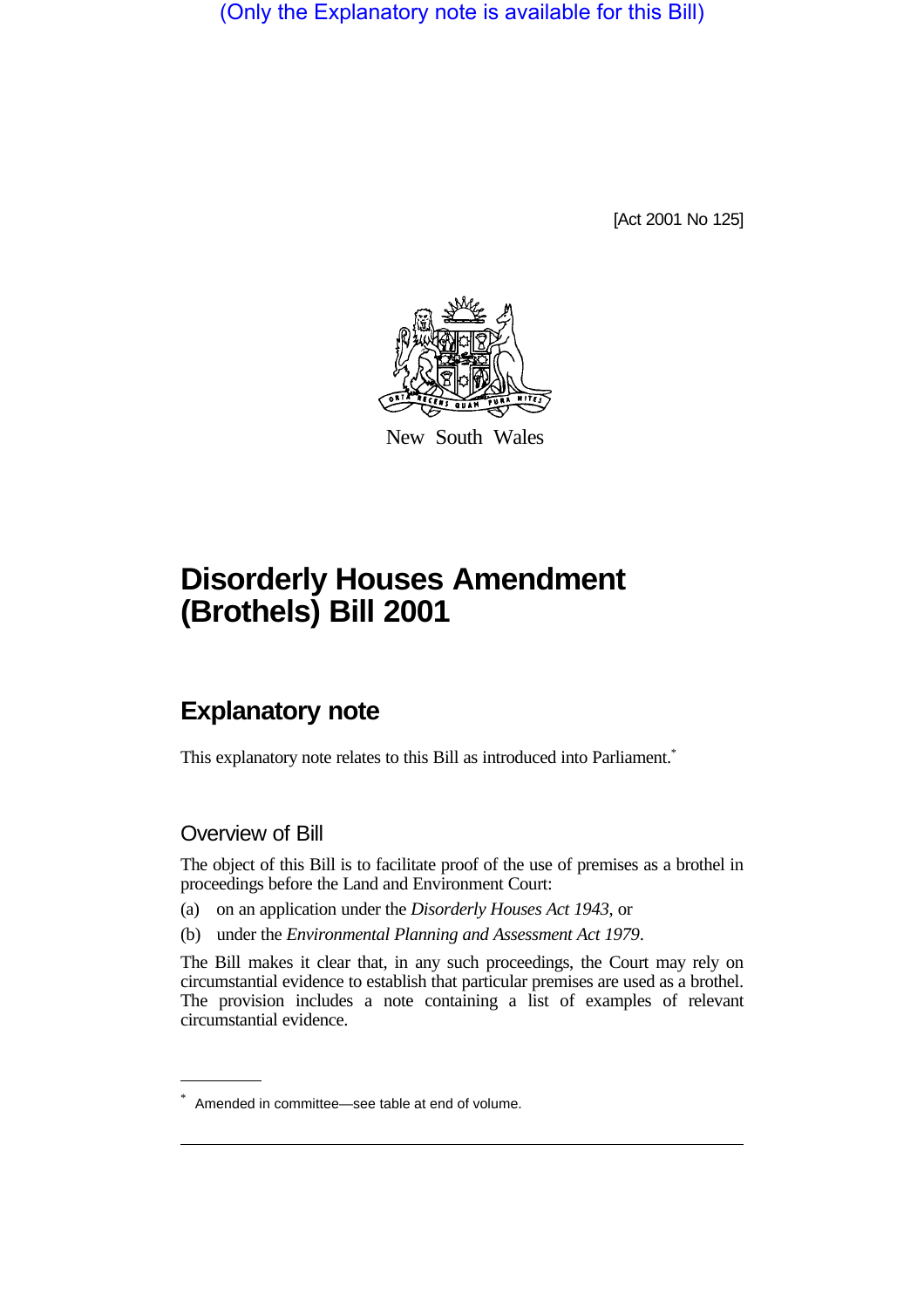(Only the Explanatory note is available for this Bill)

[Act 2001 No 125]

New South Wales

# Disorderly Houses Amendment (Brothels) Bill 2001

## Explanatory note

This explanatory note relates to this Bill as introduced into Parliament.*

### Overview of Bill

The object of this Bill is to facilitate proof of the use of premises as a brothel in proceedings before the Land and Environment Court:

(a) on an application under the *Disorderly Houses Act 1943*, or

(b) under the *Environmental Planning and Assessment Act 1979*.

The Bill makes it clear that, in any such proceedings, the Court may rely on circumstantial evidence to establish that particular premises are used as a brothel. The provision includes a note containing a list of examples of relevant circumstantial evidence.

\* Amended in committee—see table at end of volume.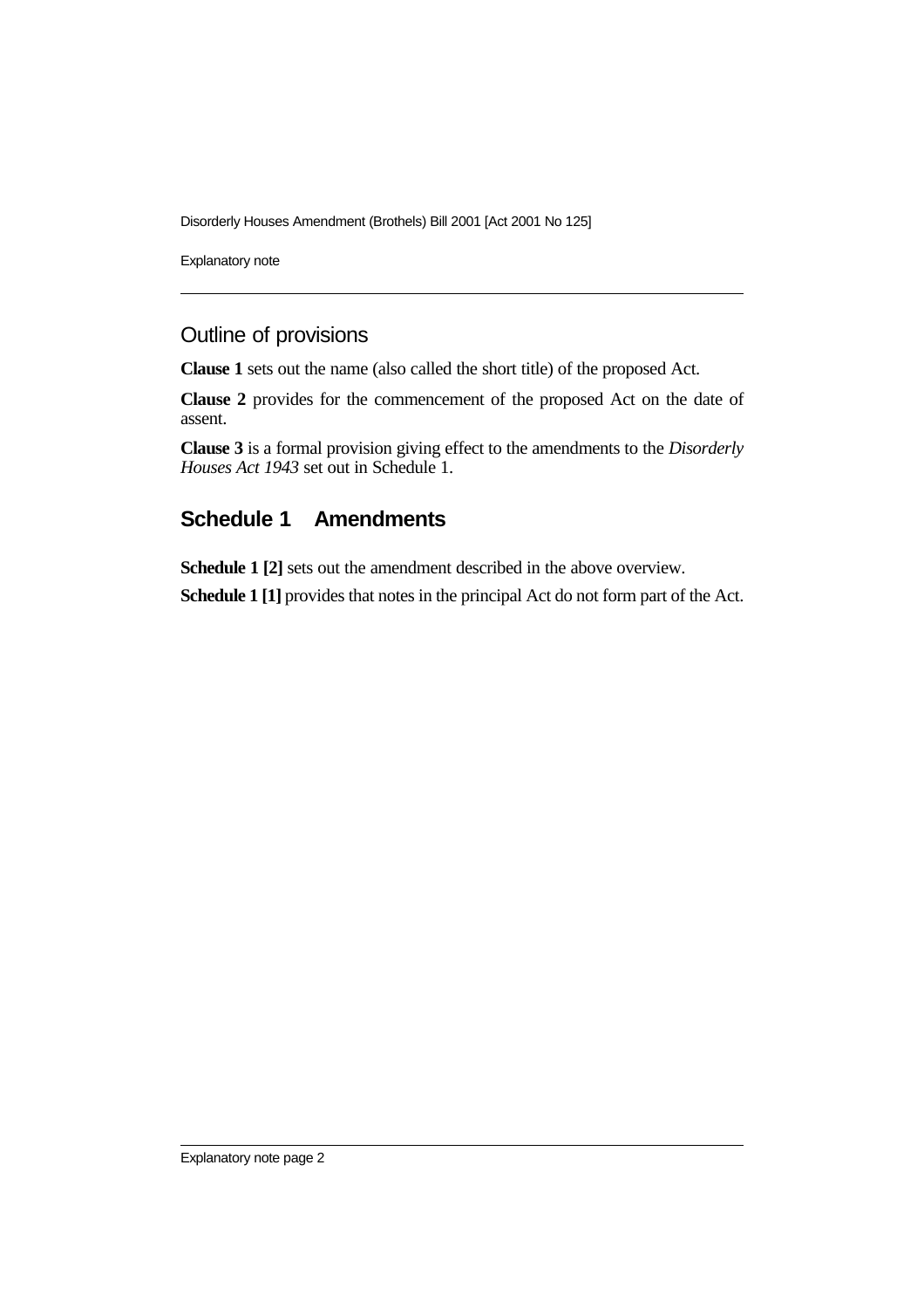## Outline of provisions

**Clause 1** sets out the name (also called the short title) of the proposed Act.

**Clause 2** provides for the commencement of the proposed Act on the date of assent.

**Clause 3** is a formal provision giving effect to the amendments to the *Disorderly Houses Act 1943* set out in Schedule 1.

## Schedule 1 Amendments

**Schedule 1 [2]** sets out the amendment described in the above overview.

**Schedule 1 [1]** provides that notes in the principal Act do not form part of the Act.